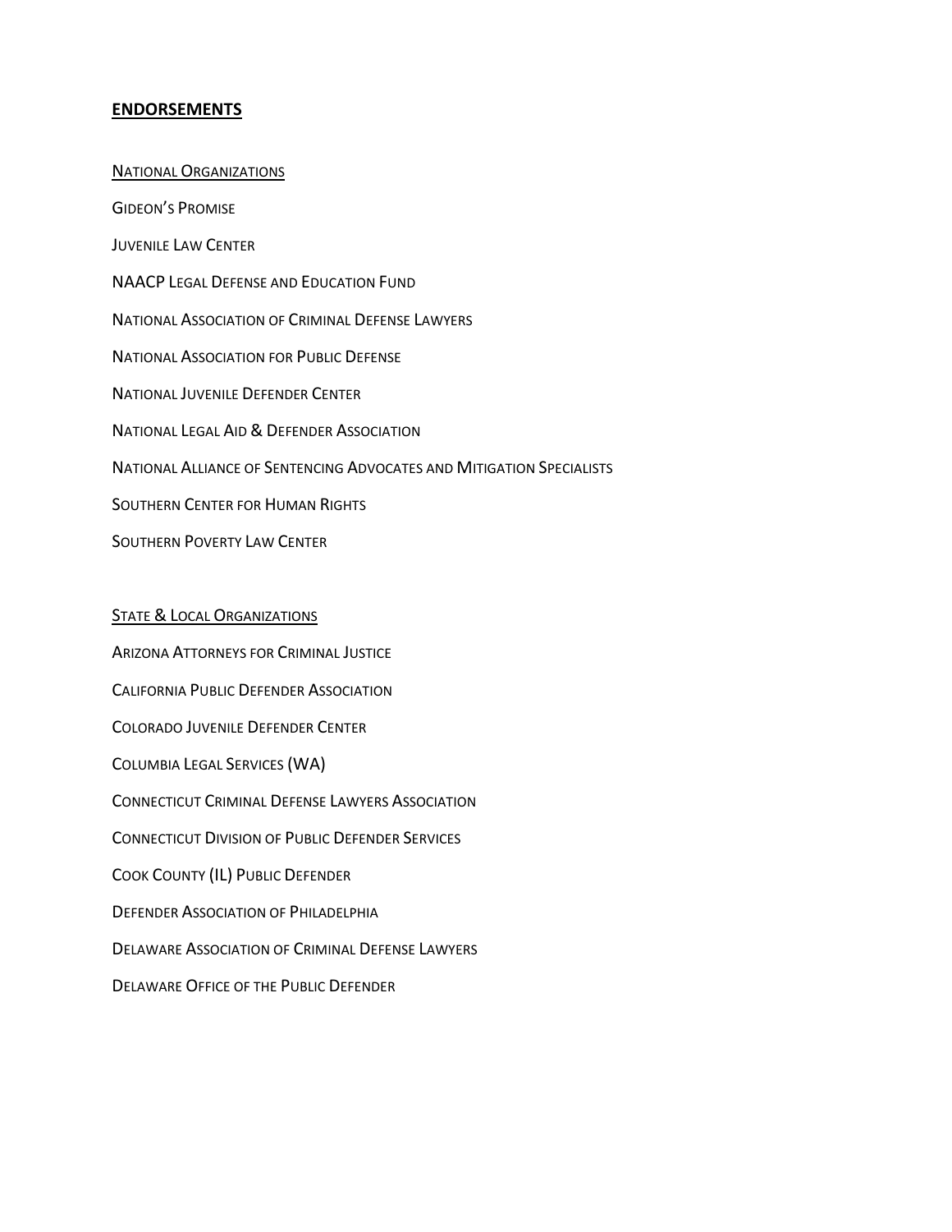## ENDORSEMENTS

### NATIONAL ORGANIZATIONS

GIDEON'S PROMISE

JUVENILE LAW CENTER

NAACP LEGAL DEFENSE AND EDUCATION FUND

NATIONAL ASSOCIATION OF CRIMINAL DEFENSE LAWYERS

NATIONAL ASSOCIATION FOR PUBLIC DEFENSE

NATIONAL JUVENILE DEFENDER CENTER

NATIONAL LEGAL AID & DEFENDER ASSOCIATION

NATIONAL ALLIANCE OF SENTENCING ADVOCATES AND MITIGATION SPECIALISTS

SOUTHERN CENTER FOR HUMAN RIGHTS

SOUTHERN POVERTY LAW CENTER

### STATE & LOCAL ORGANIZATIONS

ARIZONA ATTORNEYS FOR CRIMINAL JUSTICE

CALIFORNIA PUBLIC DEFENDER ASSOCIATION

COLORADO JUVENILE DEFENDER CENTER

COLUMBIA LEGAL SERVICES (WA)

CONNECTICUT CRIMINAL DEFENSE LAWYERS ASSOCIATION

CONNECTICUT DIVISION OF PUBLIC DEFENDER SERVICES

COOK COUNTY (IL) PUBLIC DEFENDER

DEFENDER ASSOCIATION OF PHILADELPHIA

DELAWARE ASSOCIATION OF CRIMINAL DEFENSE LAWYERS

DELAWARE OFFICE OF THE PUBLIC DEFENDER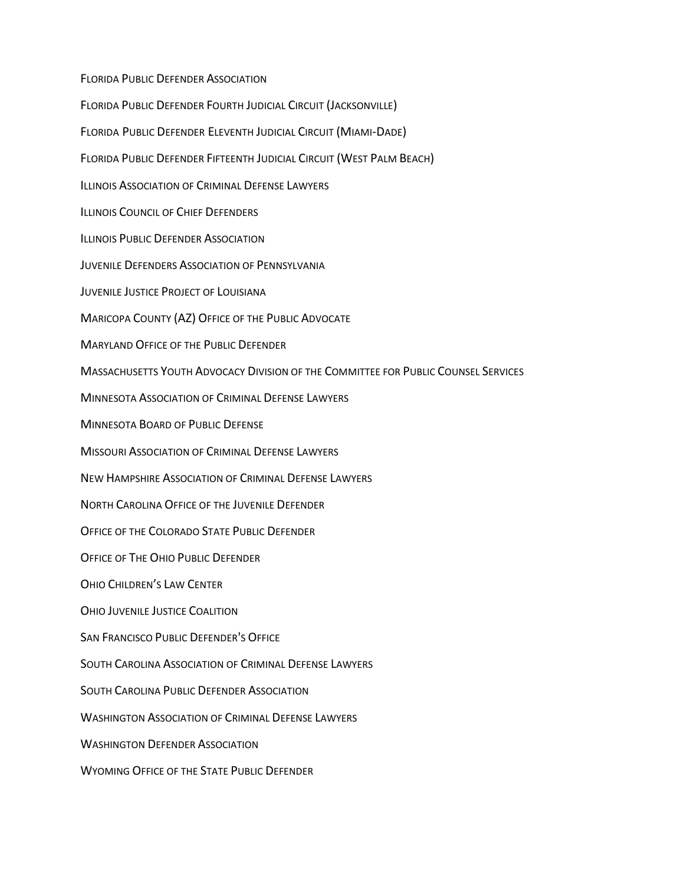Florida Public Defender Association

Florida Public Defender Fourth Judicial Circuit (Jacksonville)

Florida Public Defender Eleventh Judicial Circuit (Miami-Dade)

Florida Public Defender Fifteenth Judicial Circuit (West Palm Beach)

Illinois Association of Criminal Defense Lawyers

Illinois Council of Chief Defenders

Illinois Public Defender Association

Juvenile Defenders Association of Pennsylvania

Juvenile Justice Project of Louisiana

Maricopa County (AZ) Office of the Public Advocate

Maryland Office of the Public Defender

Massachusetts Youth Advocacy Division of the Committee for Public Counsel Services

Minnesota Association of Criminal Defense Lawyers

Minnesota Board of Public Defense

Missouri Association of Criminal Defense Lawyers

New Hampshire Association of Criminal Defense Lawyers

North Carolina Office of the Juvenile Defender

Office of the Colorado State Public Defender

Office of The Ohio Public Defender

Ohio Children's Law Center

Ohio Juvenile Justice Coalition

San Francisco Public Defender's Office

South Carolina Association of Criminal Defense Lawyers

South Carolina Public Defender Association

Washington Association of Criminal Defense Lawyers

Washington Defender Association

Wyoming Office of the State Public Defender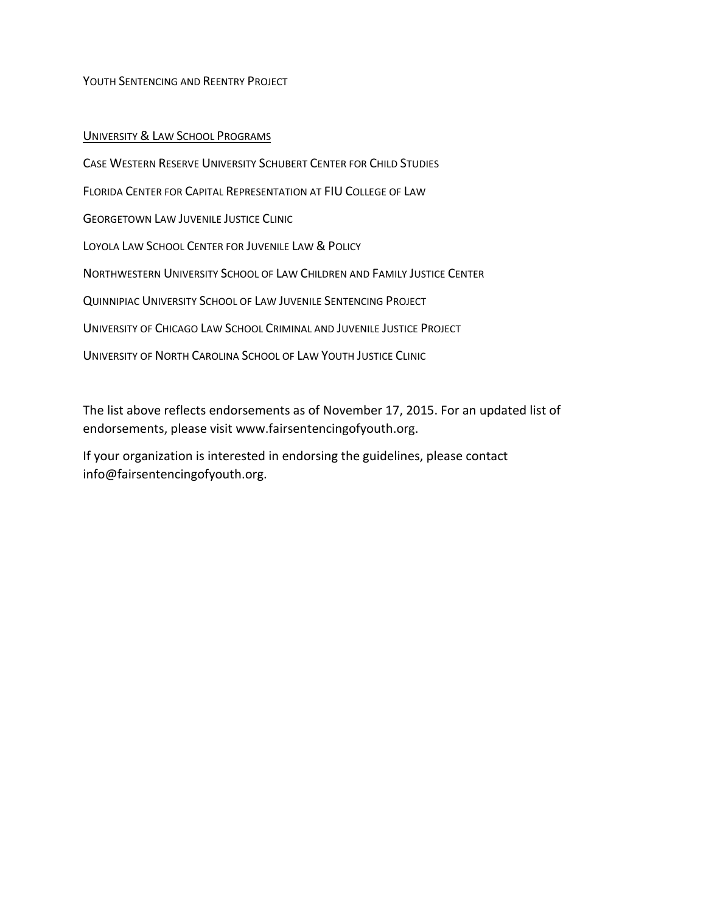YOUTH SENTENCING AND REENTRY PROJECT

UNIVERSITY & LAW SCHOOL PROGRAMS

CASE WESTERN RESERVE UNIVERSITY SCHUBERT CENTER FOR CHILD STUDIES

FLORIDA CENTER FOR CAPITAL REPRESENTATION AT FIU COLLEGE OF LAW

GEORGETOWN LAW JUVENILE JUSTICE CLINIC

LOYOLA LAW SCHOOL CENTER FOR JUVENILE LAW & POLICY

NORTHWESTERN UNIVERSITY SCHOOL OF LAW CHILDREN AND FAMILY JUSTICE CENTER

QUINNIPIAC UNIVERSITY SCHOOL OF LAW JUVENILE SENTENCING PROJECT

UNIVERSITY OF CHICAGO LAW SCHOOL CRIMINAL AND JUVENILE JUSTICE PROJECT

UNIVERSITY OF NORTH CAROLINA SCHOOL OF LAW YOUTH JUSTICE CLINIC

The list above reflects endorsements as of November 17, 2015. For an updated list of endorsements, please visit www.fairsentencingofyouth.org.

If your organization is interested in endorsing the guidelines, please contact info@fairsentencingofyouth.org.